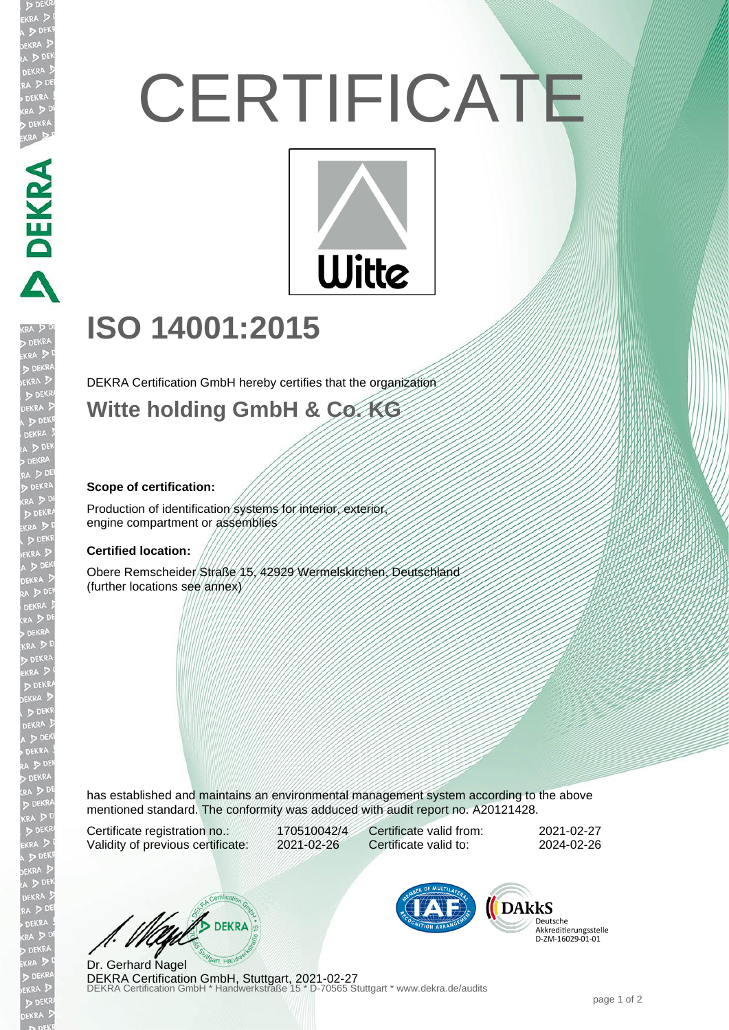# CERTIFICATE

Witte

## ISO 14001:2015

DEKRA Certification GmbH hereby certifies that the organization

### Witte holding GmbH & Co. KG

**Scope of certification:**

Production of identification systems for interior, exterior, engine compartment or assemblies

**Certified location:**

Obere Remscheider Straße 15, 42929 Wermelskirchen, Deutschland
(further locations see annex)

has established and maintains an environmental management system according to the above mentioned standard. The conformity was adduced with audit report no. A20121428.

| | | | |
|---|---|---|---|
| Certificate registration no.: | 170510042/4 | Certificate valid from: | 2021-02-27 |
| Validity of previous certificate: | 2021-02-26 | Certificate valid to: | 2024-02-26 |

DAkkS Deutsche Akkreditierungsstelle D-ZM-16029-01-01

Dr. Gerhard Nagel
DEKRA Certification GmbH, Stuttgart, 2021-02-27
DEKRA Certification GmbH * Handwerkstraße 15 * D-70565 Stuttgart * www.dekra.de/audits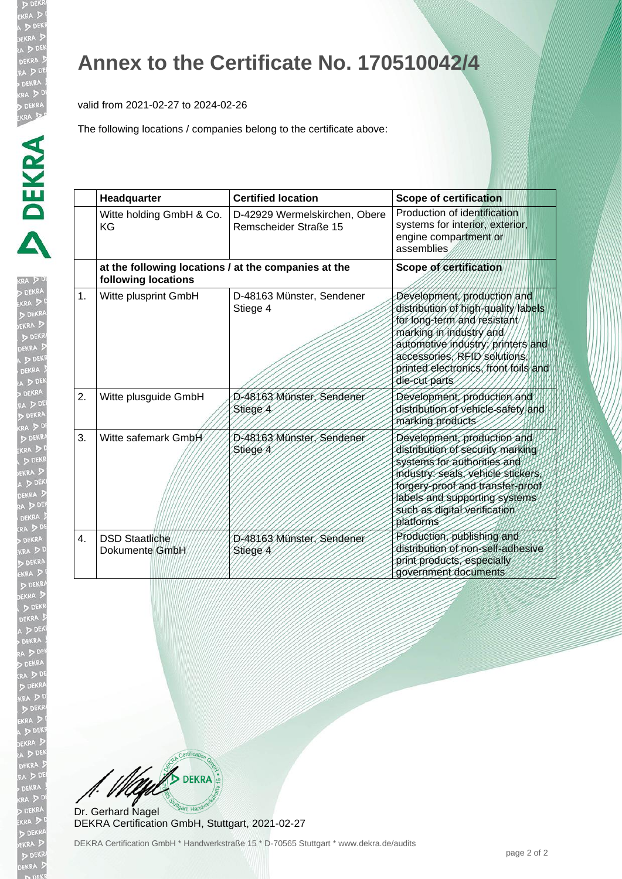# Annex to the Certificate No. 170510042/4

valid from 2021-02-27 to 2024-02-26

The following locations / companies belong to the certificate above:

| | Headquarter | Certified location | Scope of certification |
|---|---|---|---|
| | Witte holding GmbH & Co. KG | D-42929 Wermelskirchen, Obere Remscheider Straße 15 | Production of identification systems for interior, exterior, engine compartment or assemblies |
| | **at the following locations / at the companies at the following locations** | | **Scope of certification** |
| 1. | Witte plusprint GmbH | D-48163 Münster, Sendener Stiege 4 | Development, production and distribution of high-quality labels for long-term and resistant marking in industry and automotive industry; printers and accessories, RFID solutions, printed electronics, front foils and die-cut parts |
| 2. | Witte plusguide GmbH | D-48163 Münster, Sendener Stiege 4 | Development, production and distribution of vehicle-safety and marking products |
| 3. | Witte safemark GmbH | D-48163 Münster, Sendener Stiege 4 | Development, production and distribution of security marking systems for authorities and industry: seals, vehicle stickers, forgery-proof and transfer-proof labels and supporting systems such as digital verification platforms |
| 4. | DSD Staatliche Dokumente GmbH | D-48163 Münster, Sendener Stiege 4 | Production, publishing and distribution of non-self-adhesive print products, especially government documents |

Dr. Gerhard Nagel
DEKRA Certification GmbH, Stuttgart, 2021-02-27

DEKRA Certification GmbH * Handwerkstraße 15 * D-70565 Stuttgart * www.dekra.de/audits